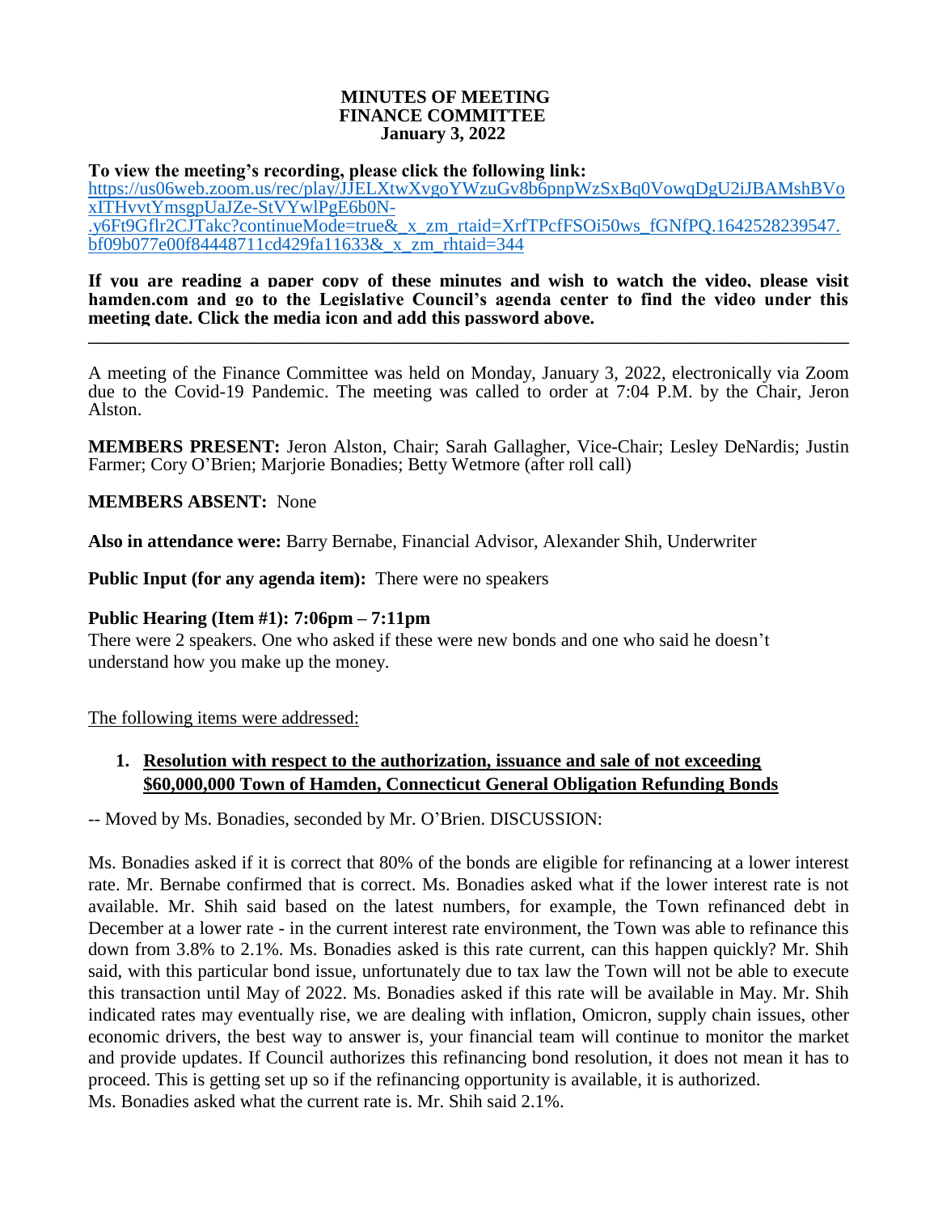# MINUTES OF MEETING
## FINANCE COMMITTEE
### January 3, 2022

**To view the meeting's recording, please click the following link:**
https://us06web.zoom.us/rec/play/JJELXtwXvgoYWzuGv8b6pnpWzSxBq0VowqDgU2iJBAMshBVoxITHvvtYmsgpUaJZe-StVYwlPgE6b0N-.y6Ft9Gflr2CJTakc?continueMode=true&_x_zm_rtaid=XrfTPcfFSOi50ws_fGNfPQ.1642528239547.bf09b077e00f84448711cd429fa11633&_x_zm_rhtaid=344

**If you are reading a paper copy of these minutes and wish to watch the video, please visit hamden.com and go to the Legislative Council's agenda center to find the video under this meeting date. Click the media icon and add this password above.**

---

A meeting of the Finance Committee was held on Monday, January 3, 2022, electronically via Zoom due to the Covid-19 Pandemic. The meeting was called to order at 7:04 P.M. by the Chair, Jeron Alston.

**MEMBERS PRESENT:** Jeron Alston, Chair; Sarah Gallagher, Vice-Chair; Lesley DeNardis; Justin Farmer; Cory O'Brien; Marjorie Bonadies; Betty Wetmore (after roll call)

**MEMBERS ABSENT:** None

**Also in attendance were:** Barry Bernabe, Financial Advisor, Alexander Shih, Underwriter

**Public Input (for any agenda item):** There were no speakers

**Public Hearing (Item #1): 7:06pm – 7:11pm**
There were 2 speakers. One who asked if these were new bonds and one who said he doesn't understand how you make up the money.

The following items were addressed:

1. **Resolution with respect to the authorization, issuance and sale of not exceeding $60,000,000 Town of Hamden, Connecticut General Obligation Refunding Bonds**

-- Moved by Ms. Bonadies, seconded by Mr. O'Brien. DISCUSSION:

Ms. Bonadies asked if it is correct that 80% of the bonds are eligible for refinancing at a lower interest rate. Mr. Bernabe confirmed that is correct. Ms. Bonadies asked what if the lower interest rate is not available. Mr. Shih said based on the latest numbers, for example, the Town refinanced debt in December at a lower rate - in the current interest rate environment, the Town was able to refinance this down from 3.8% to 2.1%. Ms. Bonadies asked is this rate current, can this happen quickly? Mr. Shih said, with this particular bond issue, unfortunately due to tax law the Town will not be able to execute this transaction until May of 2022. Ms. Bonadies asked if this rate will be available in May. Mr. Shih indicated rates may eventually rise, we are dealing with inflation, Omicron, supply chain issues, other economic drivers, the best way to answer is, your financial team will continue to monitor the market and provide updates. If Council authorizes this refinancing bond resolution, it does not mean it has to proceed. This is getting set up so if the refinancing opportunity is available, it is authorized.
Ms. Bonadies asked what the current rate is. Mr. Shih said 2.1%.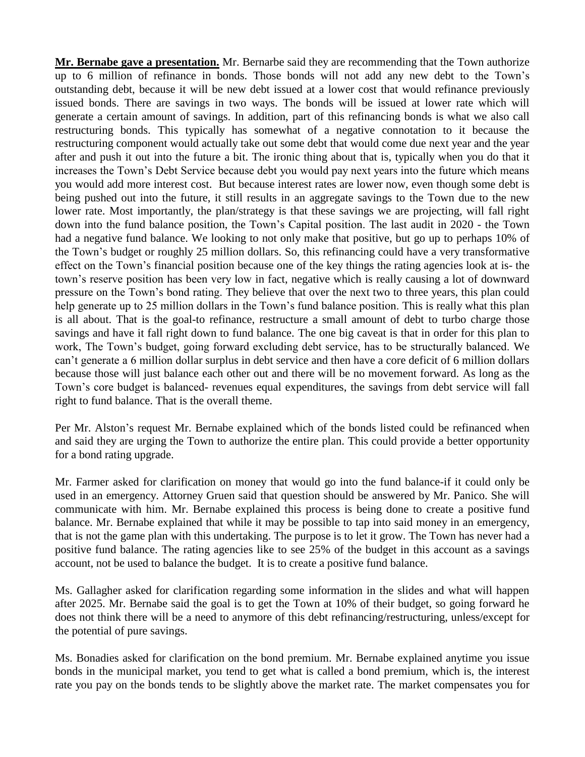**Mr. Bernabe gave a presentation.** Mr. Bernarbe said they are recommending that the Town authorize up to 6 million of refinance in bonds. Those bonds will not add any new debt to the Town's outstanding debt, because it will be new debt issued at a lower cost that would refinance previously issued bonds. There are savings in two ways. The bonds will be issued at lower rate which will generate a certain amount of savings. In addition, part of this refinancing bonds is what we also call restructuring bonds. This typically has somewhat of a negative connotation to it because the restructuring component would actually take out some debt that would come due next year and the year after and push it out into the future a bit. The ironic thing about that is, typically when you do that it increases the Town's Debt Service because debt you would pay next years into the future which means you would add more interest cost. But because interest rates are lower now, even though some debt is being pushed out into the future, it still results in an aggregate savings to the Town due to the new lower rate. Most importantly, the plan/strategy is that these savings we are projecting, will fall right down into the fund balance position, the Town's Capital position. The last audit in 2020 - the Town had a negative fund balance. We looking to not only make that positive, but go up to perhaps 10% of the Town's budget or roughly 25 million dollars. So, this refinancing could have a very transformative effect on the Town's financial position because one of the key things the rating agencies look at is- the town's reserve position has been very low in fact, negative which is really causing a lot of downward pressure on the Town's bond rating. They believe that over the next two to three years, this plan could help generate up to 25 million dollars in the Town's fund balance position. This is really what this plan is all about. That is the goal-to refinance, restructure a small amount of debt to turbo charge those savings and have it fall right down to fund balance. The one big caveat is that in order for this plan to work, The Town's budget, going forward excluding debt service, has to be structurally balanced. We can't generate a 6 million dollar surplus in debt service and then have a core deficit of 6 million dollars because those will just balance each other out and there will be no movement forward. As long as the Town's core budget is balanced- revenues equal expenditures, the savings from debt service will fall right to fund balance. That is the overall theme.

Per Mr. Alston's request Mr. Bernabe explained which of the bonds listed could be refinanced when and said they are urging the Town to authorize the entire plan. This could provide a better opportunity for a bond rating upgrade.

Mr. Farmer asked for clarification on money that would go into the fund balance-if it could only be used in an emergency. Attorney Gruen said that question should be answered by Mr. Panico. She will communicate with him. Mr. Bernabe explained this process is being done to create a positive fund balance. Mr. Bernabe explained that while it may be possible to tap into said money in an emergency, that is not the game plan with this undertaking. The purpose is to let it grow. The Town has never had a positive fund balance. The rating agencies like to see 25% of the budget in this account as a savings account, not be used to balance the budget. It is to create a positive fund balance.

Ms. Gallagher asked for clarification regarding some information in the slides and what will happen after 2025. Mr. Bernabe said the goal is to get the Town at 10% of their budget, so going forward he does not think there will be a need to anymore of this debt refinancing/restructuring, unless/except for the potential of pure savings.

Ms. Bonadies asked for clarification on the bond premium. Mr. Bernabe explained anytime you issue bonds in the municipal market, you tend to get what is called a bond premium, which is, the interest rate you pay on the bonds tends to be slightly above the market rate. The market compensates you for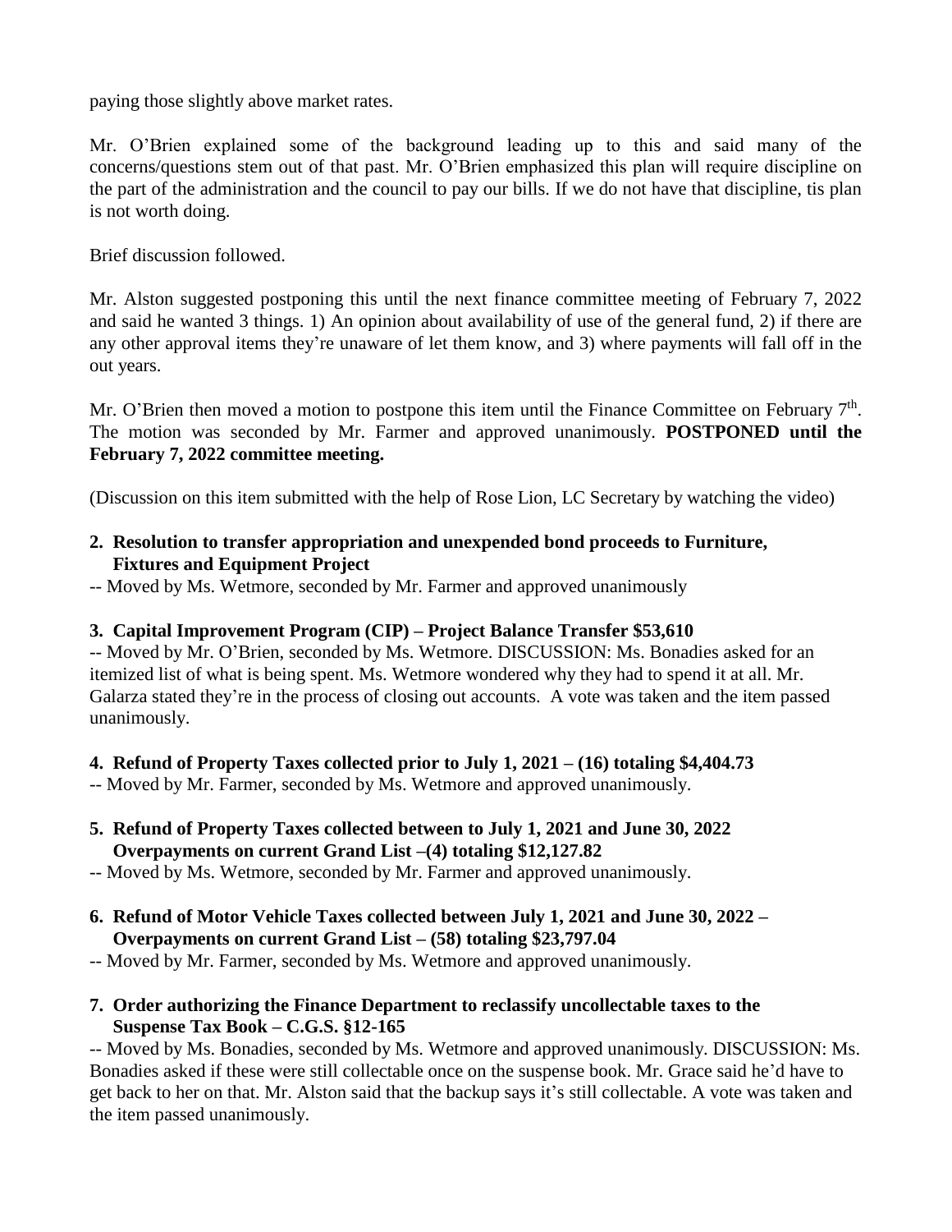paying those slightly above market rates.

Mr. O'Brien explained some of the background leading up to this and said many of the concerns/questions stem out of that past. Mr. O'Brien emphasized this plan will require discipline on the part of the administration and the council to pay our bills. If we do not have that discipline, tis plan is not worth doing.

Brief discussion followed.

Mr. Alston suggested postponing this until the next finance committee meeting of February 7, 2022 and said he wanted 3 things. 1) An opinion about availability of use of the general fund, 2) if there are any other approval items they're unaware of let them know, and 3) where payments will fall off in the out years.

Mr. O'Brien then moved a motion to postpone this item until the Finance Committee on February 7th. The motion was seconded by Mr. Farmer and approved unanimously. **POSTPONED until the February 7, 2022 committee meeting.**

(Discussion on this item submitted with the help of Rose Lion, LC Secretary by watching the video)

**2. Resolution to transfer appropriation and unexpended bond proceeds to Furniture, Fixtures and Equipment Project**

-- Moved by Ms. Wetmore, seconded by Mr. Farmer and approved unanimously

**3. Capital Improvement Program (CIP) – Project Balance Transfer $53,610**

-- Moved by Mr. O'Brien, seconded by Ms. Wetmore. DISCUSSION: Ms. Bonadies asked for an itemized list of what is being spent. Ms. Wetmore wondered why they had to spend it at all. Mr. Galarza stated they're in the process of closing out accounts. A vote was taken and the item passed unanimously.

**4. Refund of Property Taxes collected prior to July 1, 2021 – (16) totaling $4,404.73**

-- Moved by Mr. Farmer, seconded by Ms. Wetmore and approved unanimously.

**5. Refund of Property Taxes collected between to July 1, 2021 and June 30, 2022 Overpayments on current Grand List –(4) totaling $12,127.82**

-- Moved by Ms. Wetmore, seconded by Mr. Farmer and approved unanimously.

**6. Refund of Motor Vehicle Taxes collected between July 1, 2021 and June 30, 2022 – Overpayments on current Grand List – (58) totaling $23,797.04**

-- Moved by Mr. Farmer, seconded by Ms. Wetmore and approved unanimously.

**7. Order authorizing the Finance Department to reclassify uncollectable taxes to the Suspense Tax Book – C.G.S. §12-165**

-- Moved by Ms. Bonadies, seconded by Ms. Wetmore and approved unanimously. DISCUSSION: Ms. Bonadies asked if these were still collectable once on the suspense book. Mr. Grace said he'd have to get back to her on that. Mr. Alston said that the backup says it's still collectable. A vote was taken and the item passed unanimously.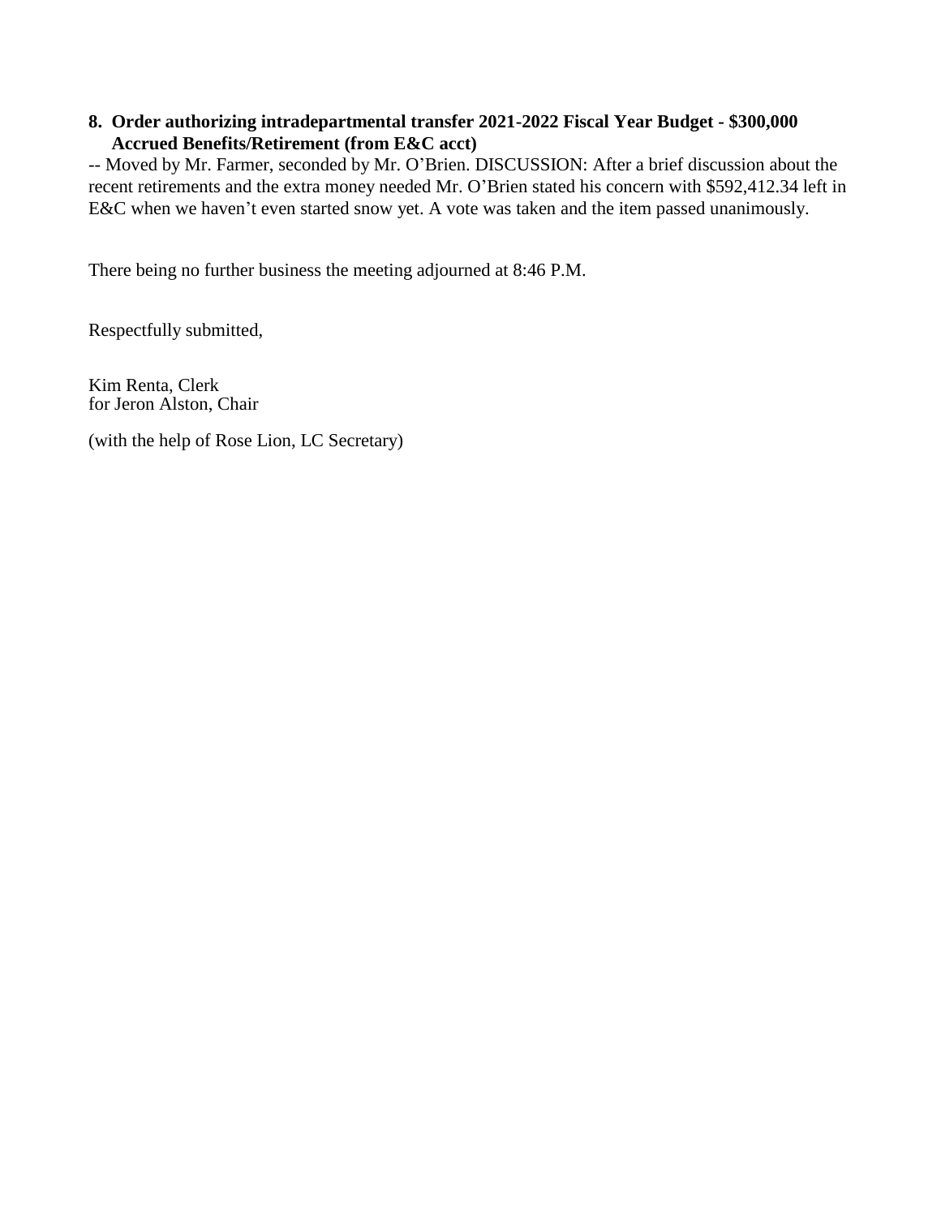**8. Order authorizing intradepartmental transfer 2021-2022 Fiscal Year Budget - $300,000 Accrued Benefits/Retirement (from E&C acct)**

-- Moved by Mr. Farmer, seconded by Mr. O'Brien. DISCUSSION: After a brief discussion about the recent retirements and the extra money needed Mr. O'Brien stated his concern with $592,412.34 left in E&C when we haven't even started snow yet. A vote was taken and the item passed unanimously.

There being no further business the meeting adjourned at 8:46 P.M.

Respectfully submitted,

Kim Renta, Clerk
for Jeron Alston, Chair

(with the help of Rose Lion, LC Secretary)